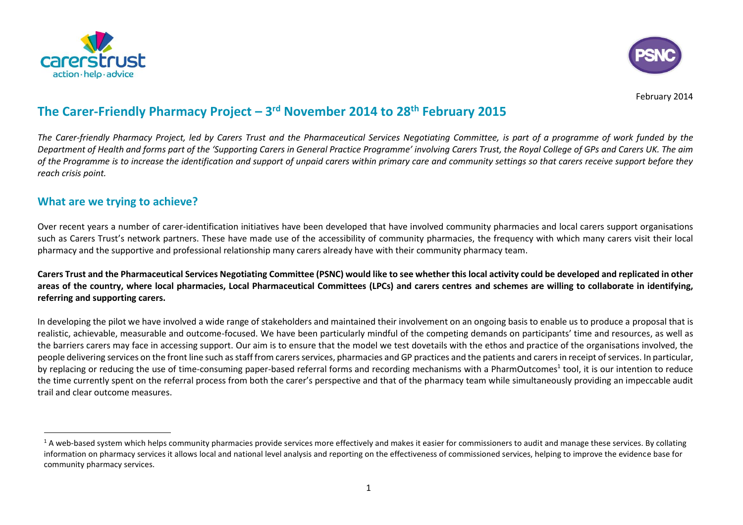February 2014

# The Carer-Friendly Pharmacy Project – 3rd November 2014 to 28th February 2015

*The Carer-friendly Pharmacy Project, led by Carers Trust and the Pharmaceutical Services Negotiating Committee, is part of a programme of work funded by the Department of Health and forms part of the 'Supporting Carers in General Practice Programme' involving Carers Trust, the Royal College of GPs and Carers UK. The aim of the Programme is to increase the identification and support of unpaid carers within primary care and community settings so that carers receive support before they reach crisis point.*

## What are we trying to achieve?

Over recent years a number of carer-identification initiatives have been developed that have involved community pharmacies and local carers support organisations such as Carers Trust's network partners. These have made use of the accessibility of community pharmacies, the frequency with which many carers visit their local pharmacy and the supportive and professional relationship many carers already have with their community pharmacy team.

**Carers Trust and the Pharmaceutical Services Negotiating Committee (PSNC) would like to see whether this local activity could be developed and replicated in other areas of the country, where local pharmacies, Local Pharmaceutical Committees (LPCs) and carers centres and schemes are willing to collaborate in identifying, referring and supporting carers.**

In developing the pilot we have involved a wide range of stakeholders and maintained their involvement on an ongoing basis to enable us to produce a proposal that is realistic, achievable, measurable and outcome-focused. We have been particularly mindful of the competing demands on participants' time and resources, as well as the barriers carers may face in accessing support. Our aim is to ensure that the model we test dovetails with the ethos and practice of the organisations involved, the people delivering services on the front line such as staff from carers services, pharmacies and GP practices and the patients and carers in receipt of services. In particular, by replacing or reducing the use of time-consuming paper-based referral forms and recording mechanisms with a PharmOutcomes[1] tool, it is our intention to reduce the time currently spent on the referral process from both the carer's perspective and that of the pharmacy team while simultaneously providing an impeccable audit trail and clear outcome measures.

[1] A web-based system which helps community pharmacies provide services more effectively and makes it easier for commissioners to audit and manage these services. By collating information on pharmacy services it allows local and national level analysis and reporting on the effectiveness of commissioned services, helping to improve the evidence base for community pharmacy services.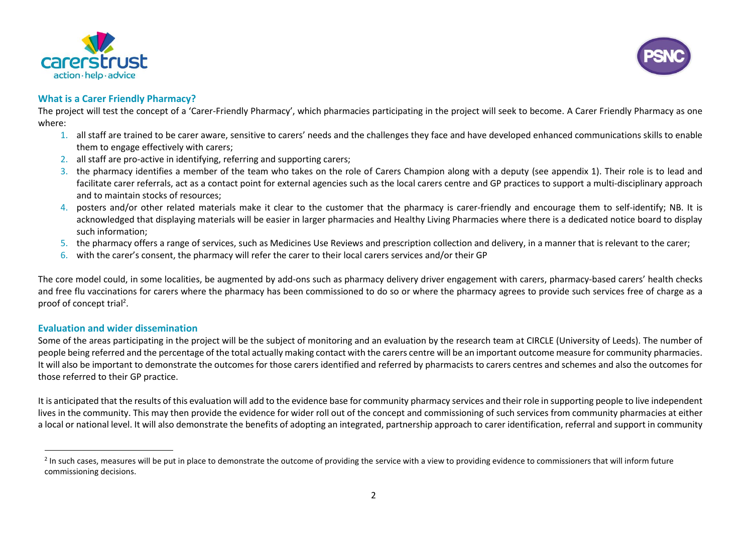### What is a Carer Friendly Pharmacy?

The project will test the concept of a 'Carer-Friendly Pharmacy', which pharmacies participating in the project will seek to become. A Carer Friendly Pharmacy as one where:

1. all staff are trained to be carer aware, sensitive to carers' needs and the challenges they face and have developed enhanced communications skills to enable them to engage effectively with carers;
2. all staff are pro-active in identifying, referring and supporting carers;
3. the pharmacy identifies a member of the team who takes on the role of Carers Champion along with a deputy (see appendix 1). Their role is to lead and facilitate carer referrals, act as a contact point for external agencies such as the local carers centre and GP practices to support a multi-disciplinary approach and to maintain stocks of resources;
4. posters and/or other related materials make it clear to the customer that the pharmacy is carer-friendly and encourage them to self-identify; NB. It is acknowledged that displaying materials will be easier in larger pharmacies and Healthy Living Pharmacies where there is a dedicated notice board to display such information;
5. the pharmacy offers a range of services, such as Medicines Use Reviews and prescription collection and delivery, in a manner that is relevant to the carer;
6. with the carer's consent, the pharmacy will refer the carer to their local carers services and/or their GP

The core model could, in some localities, be augmented by add-ons such as pharmacy delivery driver engagement with carers, pharmacy-based carers' health checks and free flu vaccinations for carers where the pharmacy has been commissioned to do so or where the pharmacy agrees to provide such services free of charge as a proof of concept trial[2].

### Evaluation and wider dissemination

Some of the areas participating in the project will be the subject of monitoring and an evaluation by the research team at CIRCLE (University of Leeds). The number of people being referred and the percentage of the total actually making contact with the carers centre will be an important outcome measure for community pharmacies. It will also be important to demonstrate the outcomes for those carers identified and referred by pharmacists to carers centres and schemes and also the outcomes for those referred to their GP practice.

It is anticipated that the results of this evaluation will add to the evidence base for community pharmacy services and their role in supporting people to live independent lives in the community. This may then provide the evidence for wider roll out of the concept and commissioning of such services from community pharmacies at either a local or national level. It will also demonstrate the benefits of adopting an integrated, partnership approach to carer identification, referral and support in community

---

[2] In such cases, measures will be put in place to demonstrate the outcome of providing the service with a view to providing evidence to commissioners that will inform future commissioning decisions.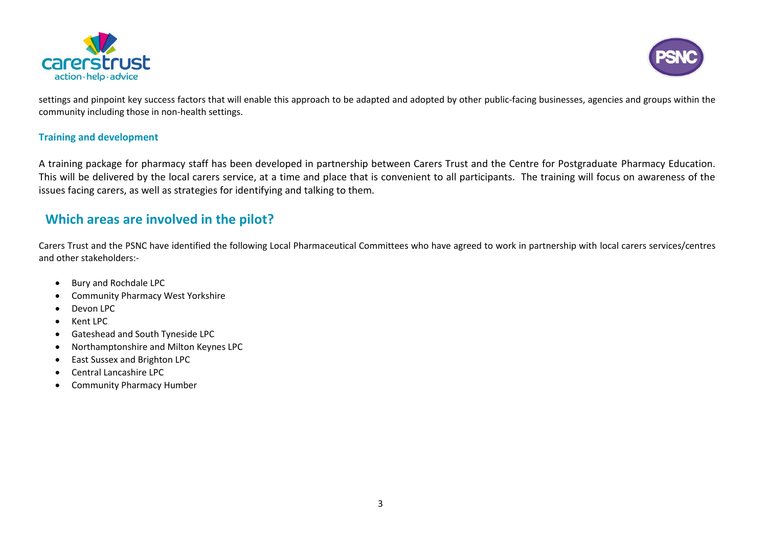settings and pinpoint key success factors that will enable this approach to be adapted and adopted by other public-facing businesses, agencies and groups within the community including those in non-health settings.

### Training and development

A training package for pharmacy staff has been developed in partnership between Carers Trust and the Centre for Postgraduate Pharmacy Education. This will be delivered by the local carers service, at a time and place that is convenient to all participants. The training will focus on awareness of the issues facing carers, as well as strategies for identifying and talking to them.

## Which areas are involved in the pilot?

Carers Trust and the PSNC have identified the following Local Pharmaceutical Committees who have agreed to work in partnership with local carers services/centres and other stakeholders:-

- Bury and Rochdale LPC
- Community Pharmacy West Yorkshire
- Devon LPC
- Kent LPC
- Gateshead and South Tyneside LPC
- Northamptonshire and Milton Keynes LPC
- East Sussex and Brighton LPC
- Central Lancashire LPC
- Community Pharmacy Humber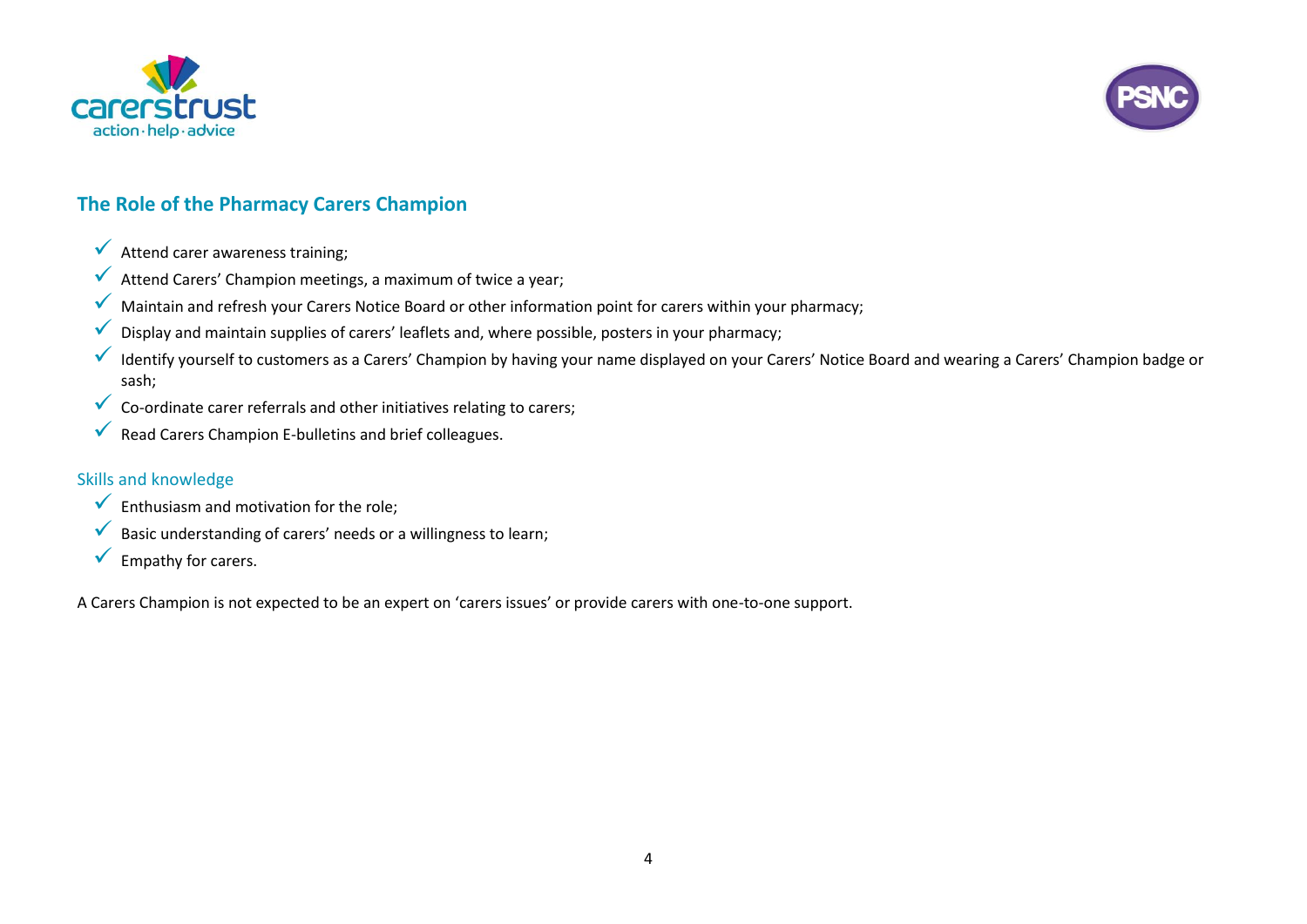## The Role of the Pharmacy Carers Champion

- ✓ Attend carer awareness training;
- ✓ Attend Carers' Champion meetings, a maximum of twice a year;
- ✓ Maintain and refresh your Carers Notice Board or other information point for carers within your pharmacy;
- ✓ Display and maintain supplies of carers' leaflets and, where possible, posters in your pharmacy;
- ✓ Identify yourself to customers as a Carers' Champion by having your name displayed on your Carers' Notice Board and wearing a Carers' Champion badge or sash;
- ✓ Co-ordinate carer referrals and other initiatives relating to carers;
- ✓ Read Carers Champion E-bulletins and brief colleagues.

### Skills and knowledge

- ✓ Enthusiasm and motivation for the role;
- ✓ Basic understanding of carers' needs or a willingness to learn;
- ✓ Empathy for carers.

A Carers Champion is not expected to be an expert on 'carers issues' or provide carers with one-to-one support.